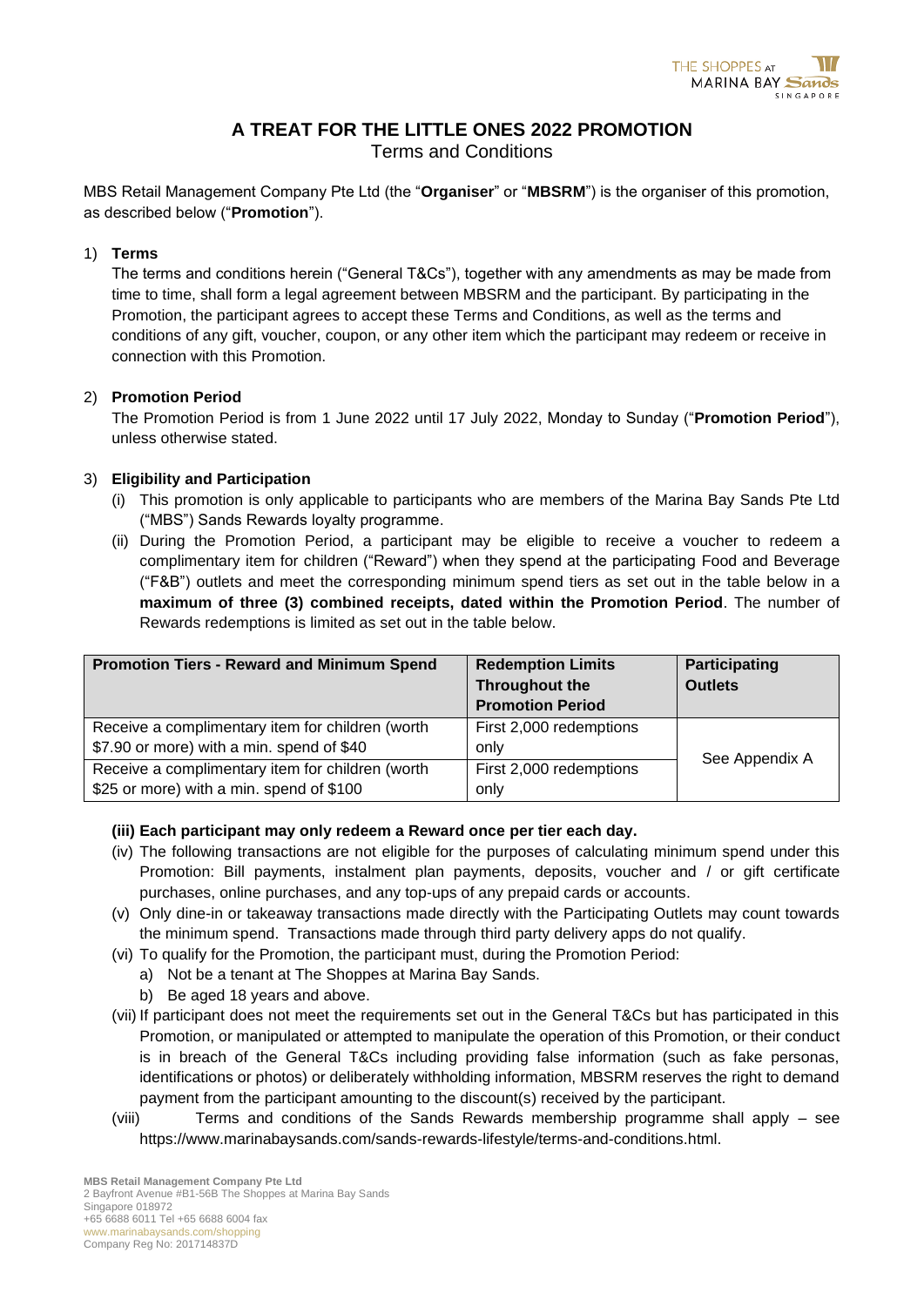# A TREAT FOR THE LITTLE ONES 2022 PROMOTION

Terms and Conditions

MBS Retail Management Company Pte Ltd (the "**Organiser**" or "**MBSRM**") is the organiser of this promotion, as described below ("**Promotion**").

1) **Terms**

   The terms and conditions herein ("General T&Cs"), together with any amendments as may be made from time to time, shall form a legal agreement between MBSRM and the participant. By participating in the Promotion, the participant agrees to accept these Terms and Conditions, as well as the terms and conditions of any gift, voucher, coupon, or any other item which the participant may redeem or receive in connection with this Promotion.

2) **Promotion Period**

   The Promotion Period is from 1 June 2022 until 17 July 2022, Monday to Sunday ("**Promotion Period**"), unless otherwise stated.

3) **Eligibility and Participation**

   (i) This promotion is only applicable to participants who are members of the Marina Bay Sands Pte Ltd ("MBS") Sands Rewards loyalty programme.

   (ii) During the Promotion Period, a participant may be eligible to receive a voucher to redeem a complimentary item for children ("Reward") when they spend at the participating Food and Beverage ("F&B") outlets and meet the corresponding minimum spend tiers as set out in the table below in a **maximum of three (3) combined receipts, dated within the Promotion Period**. The number of Rewards redemptions is limited as set out in the table below.

| Promotion Tiers - Reward and Minimum Spend | Redemption Limits Throughout the Promotion Period | Participating Outlets |
|---|---|---|
| Receive a complimentary item for children (worth $7.90 or more) with a min. spend of $40 | First 2,000 redemptions only | See Appendix A |
| Receive a complimentary item for children (worth $25 or more) with a min. spend of $100 | First 2,000 redemptions only | |

   **(iii) Each participant may only redeem a Reward once per tier each day.**

   (iv) The following transactions are not eligible for the purposes of calculating minimum spend under this Promotion: Bill payments, instalment plan payments, deposits, voucher and / or gift certificate purchases, online purchases, and any top-ups of any prepaid cards or accounts.

   (v) Only dine-in or takeaway transactions made directly with the Participating Outlets may count towards the minimum spend. Transactions made through third party delivery apps do not qualify.

   (vi) To qualify for the Promotion, the participant must, during the Promotion Period:

   a) Not be a tenant at The Shoppes at Marina Bay Sands.

   b) Be aged 18 years and above.

   (vii) If participant does not meet the requirements set out in the General T&Cs but has participated in this Promotion, or manipulated or attempted to manipulate the operation of this Promotion, or their conduct is in breach of the General T&Cs including providing false information (such as fake personas, identifications or photos) or deliberately withholding information, MBSRM reserves the right to demand payment from the participant amounting to the discount(s) received by the participant.

   (viii) Terms and conditions of the Sands Rewards membership programme shall apply – see https://www.marinabaysands.com/sands-rewards-lifestyle/terms-and-conditions.html.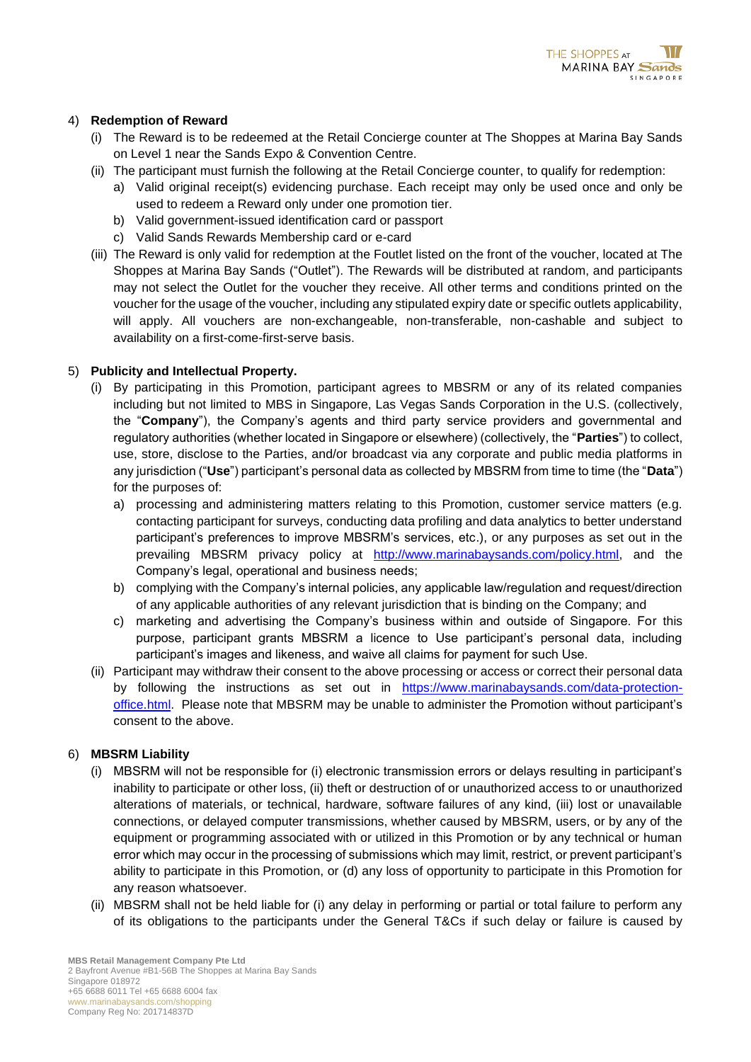4) **Redemption of Reward**
   (i) The Reward is to be redeemed at the Retail Concierge counter at The Shoppes at Marina Bay Sands on Level 1 near the Sands Expo & Convention Centre.
   (ii) The participant must furnish the following at the Retail Concierge counter, to qualify for redemption:
      a) Valid original receipt(s) evidencing purchase. Each receipt may only be used once and only be used to redeem a Reward only under one promotion tier.
      b) Valid government-issued identification card or passport
      c) Valid Sands Rewards Membership card or e-card
   (iii) The Reward is only valid for redemption at the Foutlet listed on the front of the voucher, located at The Shoppes at Marina Bay Sands ("Outlet"). The Rewards will be distributed at random, and participants may not select the Outlet for the voucher they receive. All other terms and conditions printed on the voucher for the usage of the voucher, including any stipulated expiry date or specific outlets applicability, will apply. All vouchers are non-exchangeable, non-transferable, non-cashable and subject to availability on a first-come-first-serve basis.

5) **Publicity and Intellectual Property.**
   (i) By participating in this Promotion, participant agrees to MBSRM or any of its related companies including but not limited to MBS in Singapore, Las Vegas Sands Corporation in the U.S. (collectively, the "**Company**"), the Company's agents and third party service providers and governmental and regulatory authorities (whether located in Singapore or elsewhere) (collectively, the "**Parties**") to collect, use, store, disclose to the Parties, and/or broadcast via any corporate and public media platforms in any jurisdiction ("**Use**") participant's personal data as collected by MBSRM from time to time (the "**Data**") for the purposes of:
      a) processing and administering matters relating to this Promotion, customer service matters (e.g. contacting participant for surveys, conducting data profiling and data analytics to better understand participant's preferences to improve MBSRM's services, etc.), or any purposes as set out in the prevailing MBSRM privacy policy at http://www.marinabaysands.com/policy.html, and the Company's legal, operational and business needs;
      b) complying with the Company's internal policies, any applicable law/regulation and request/direction of any applicable authorities of any relevant jurisdiction that is binding on the Company; and
      c) marketing and advertising the Company's business within and outside of Singapore. For this purpose, participant grants MBSRM a licence to Use participant's personal data, including participant's images and likeness, and waive all claims for payment for such Use.
   (ii) Participant may withdraw their consent to the above processing or access or correct their personal data by following the instructions as set out in https://www.marinabaysands.com/data-protection-office.html. Please note that MBSRM may be unable to administer the Promotion without participant's consent to the above.

6) **MBSRM Liability**
   (i) MBSRM will not be responsible for (i) electronic transmission errors or delays resulting in participant's inability to participate or other loss, (ii) theft or destruction of or unauthorized access to or unauthorized alterations of materials, or technical, hardware, software failures of any kind, (iii) lost or unavailable connections, or delayed computer transmissions, whether caused by MBSRM, users, or by any of the equipment or programming associated with or utilized in this Promotion or by any technical or human error which may occur in the processing of submissions which may limit, restrict, or prevent participant's ability to participate in this Promotion, or (d) any loss of opportunity to participate in this Promotion for any reason whatsoever.
   (ii) MBSRM shall not be held liable for (i) any delay in performing or partial or total failure to perform any of its obligations to the participants under the General T&Cs if such delay or failure is caused by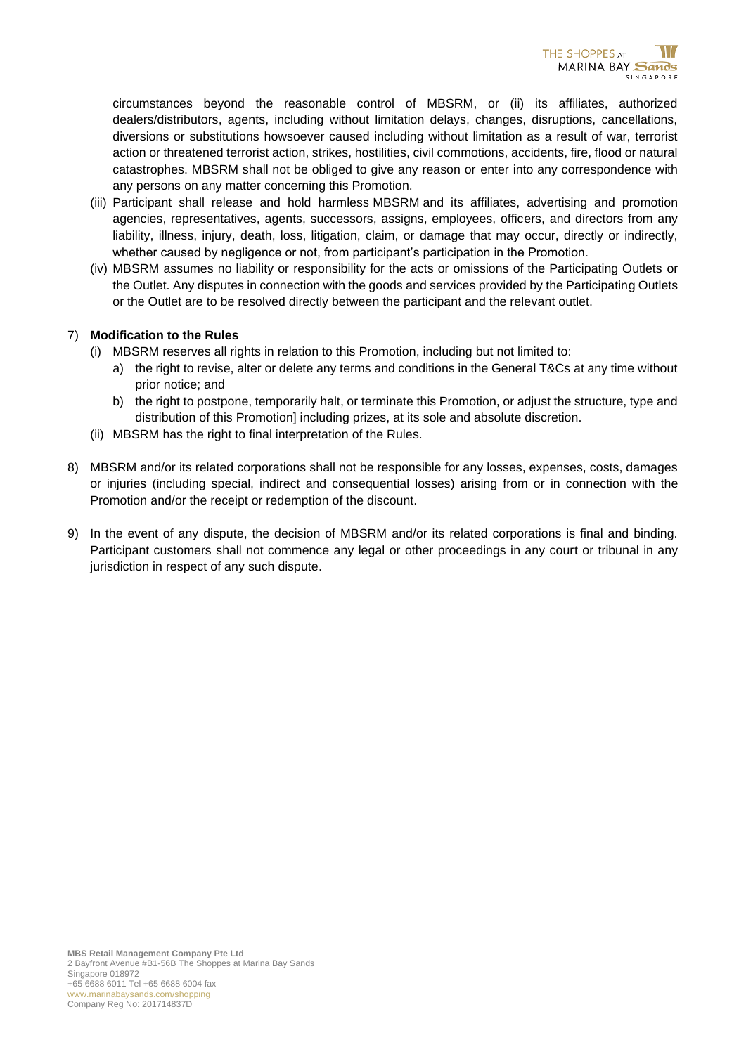circumstances beyond the reasonable control of MBSRM, or (ii) its affiliates, authorized dealers/distributors, agents, including without limitation delays, changes, disruptions, cancellations, diversions or substitutions howsoever caused including without limitation as a result of war, terrorist action or threatened terrorist action, strikes, hostilities, civil commotions, accidents, fire, flood or natural catastrophes. MBSRM shall not be obliged to give any reason or enter into any correspondence with any persons on any matter concerning this Promotion.

(iii) Participant shall release and hold harmless MBSRM and its affiliates, advertising and promotion agencies, representatives, agents, successors, assigns, employees, officers, and directors from any liability, illness, injury, death, loss, litigation, claim, or damage that may occur, directly or indirectly, whether caused by negligence or not, from participant's participation in the Promotion.

(iv) MBSRM assumes no liability or responsibility for the acts or omissions of the Participating Outlets or the Outlet. Any disputes in connection with the goods and services provided by the Participating Outlets or the Outlet are to be resolved directly between the participant and the relevant outlet.

7) **Modification to the Rules**

(i) MBSRM reserves all rights in relation to this Promotion, including but not limited to:

a) the right to revise, alter or delete any terms and conditions in the General T&Cs at any time without prior notice; and

b) the right to postpone, temporarily halt, or terminate this Promotion, or adjust the structure, type and distribution of this Promotion] including prizes, at its sole and absolute discretion.

(ii) MBSRM has the right to final interpretation of the Rules.

8) MBSRM and/or its related corporations shall not be responsible for any losses, expenses, costs, damages or injuries (including special, indirect and consequential losses) arising from or in connection with the Promotion and/or the receipt or redemption of the discount.

9) In the event of any dispute, the decision of MBSRM and/or its related corporations is final and binding. Participant customers shall not commence any legal or other proceedings in any court or tribunal in any jurisdiction in respect of any such dispute.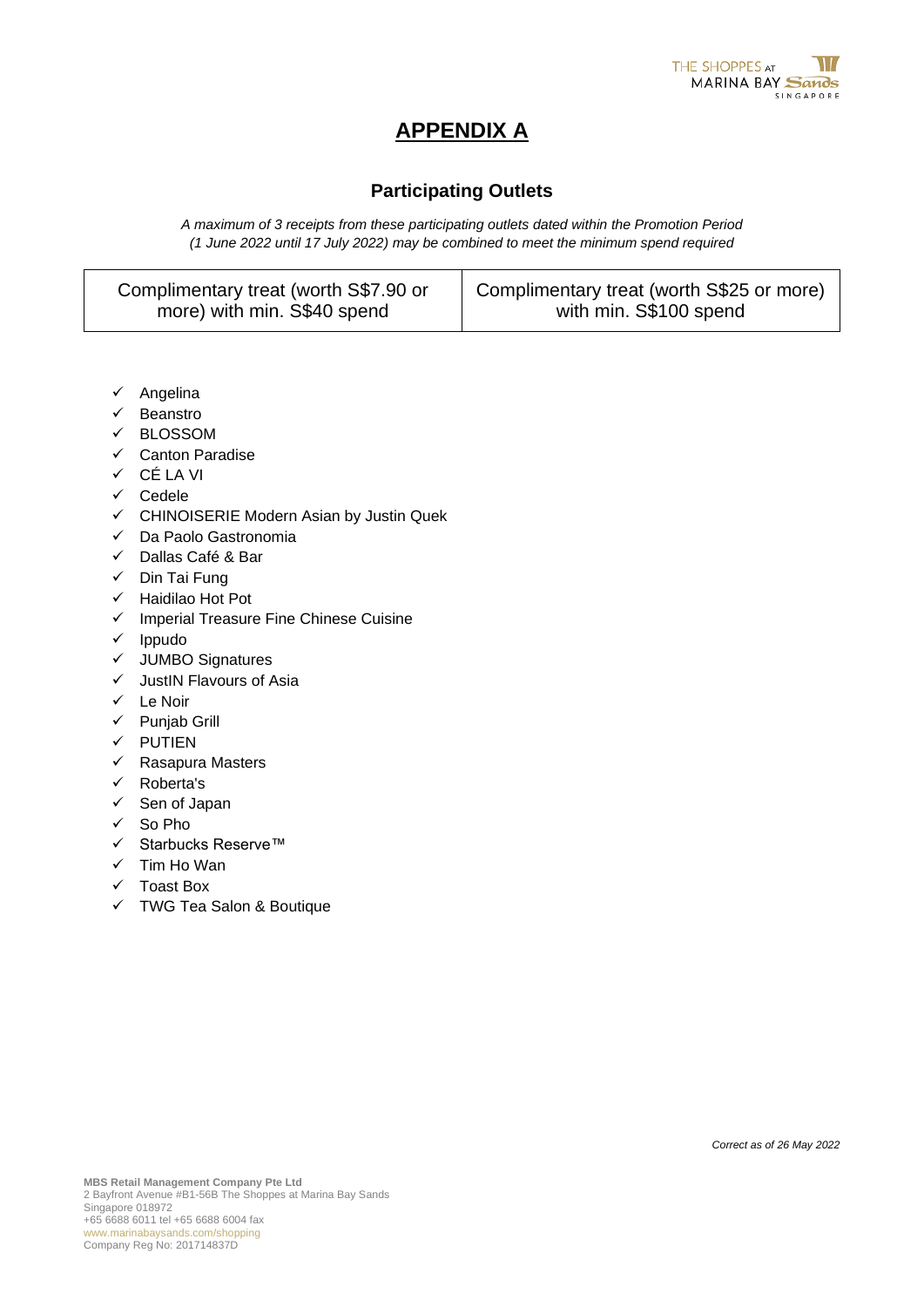# APPENDIX A

## Participating Outlets

*A maximum of 3 receipts from these participating outlets dated within the Promotion Period (1 June 2022 until 17 July 2022) may be combined to meet the minimum spend required*

| Complimentary treat (worth S$7.90 or more) with min. S$40 spend | Complimentary treat (worth S$25 or more) with min. S$100 spend |
|---|---|

- ✓ Angelina
- ✓ Beanstro
- ✓ BLOSSOM
- ✓ Canton Paradise
- ✓ CÉ LA VI
- ✓ Cedele
- ✓ CHINOISERIE Modern Asian by Justin Quek
- ✓ Da Paolo Gastronomia
- ✓ Dallas Café & Bar
- ✓ Din Tai Fung
- ✓ Haidilao Hot Pot
- ✓ Imperial Treasure Fine Chinese Cuisine
- ✓ Ippudo
- ✓ JUMBO Signatures
- ✓ JustIN Flavours of Asia
- ✓ Le Noir
- ✓ Punjab Grill
- ✓ PUTIEN
- ✓ Rasapura Masters
- ✓ Roberta's
- ✓ Sen of Japan
- ✓ So Pho
- ✓ Starbucks Reserve™
- ✓ Tim Ho Wan
- ✓ Toast Box
- ✓ TWG Tea Salon & Boutique

*Correct as of 26 May 2022*

**MBS Retail Management Company Pte Ltd**
2 Bayfront Avenue #B1-56B The Shoppes at Marina Bay Sands
Singapore 018972
+65 6688 6011 tel +65 6688 6004 fax
www.marinabaysands.com/shopping
Company Reg No: 201714837D